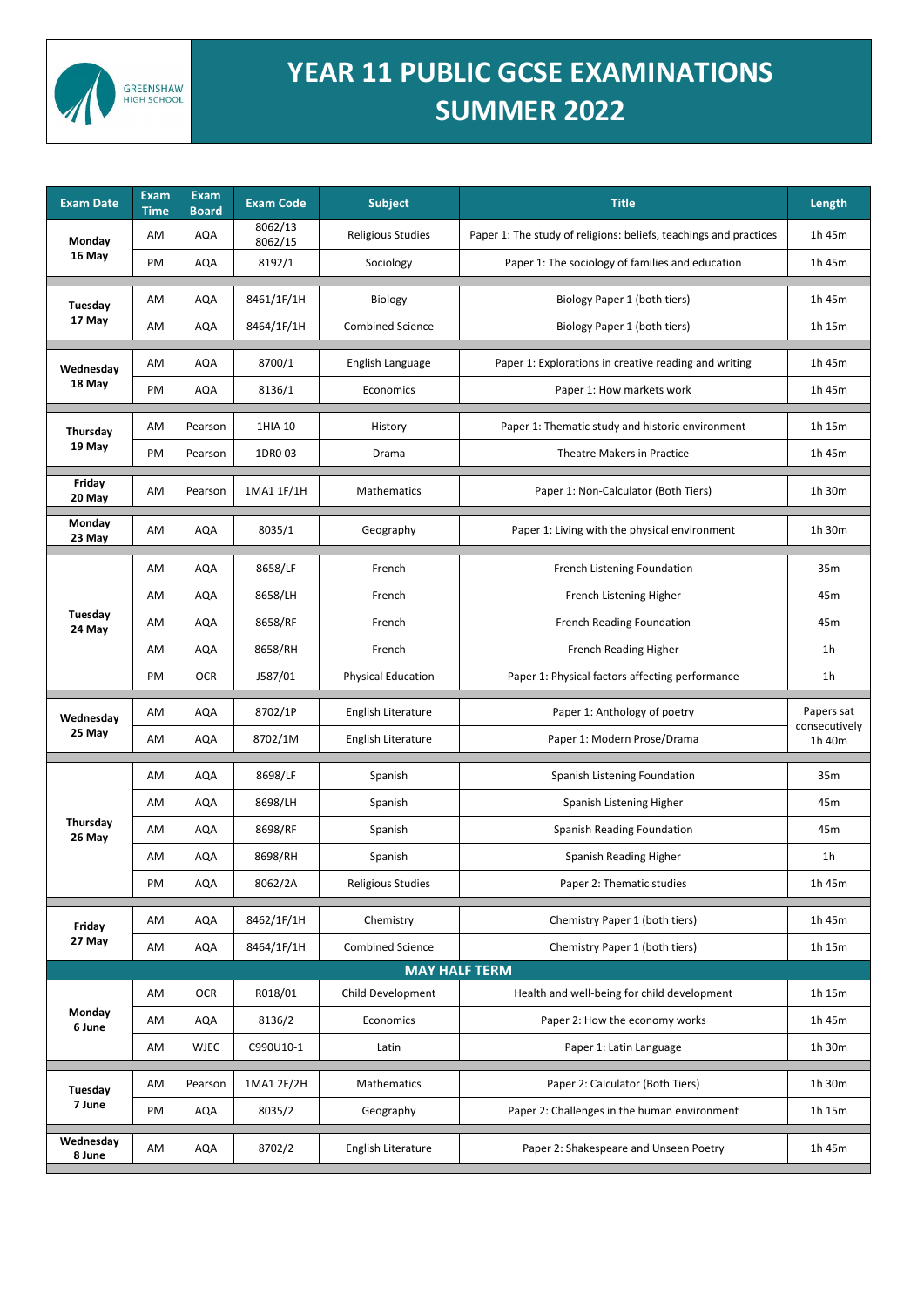GREENSHAW HIGH SCHOOL

# YEAR 11 PUBLIC GCSE EXAMINATIONS SUMMER 2022

| Exam Date | Exam Time | Exam Board | Exam Code | Subject | Title | Length |
|---|---|---|---|---|---|---|
| Monday 16 May | AM | AQA | 8062/13 8062/15 | Religious Studies | Paper 1: The study of religions: beliefs, teachings and practices | 1h 45m |
| | PM | AQA | 8192/1 | Sociology | Paper 1: The sociology of families and education | 1h 45m |
| Tuesday 17 May | AM | AQA | 8461/1F/1H | Biology | Biology Paper 1 (both tiers) | 1h 45m |
| | AM | AQA | 8464/1F/1H | Combined Science | Biology Paper 1 (both tiers) | 1h 15m |
| Wednesday 18 May | AM | AQA | 8700/1 | English Language | Paper 1: Explorations in creative reading and writing | 1h 45m |
| | PM | AQA | 8136/1 | Economics | Paper 1: How markets work | 1h 45m |
| Thursday 19 May | AM | Pearson | 1HIA 10 | History | Paper 1: Thematic study and historic environment | 1h 15m |
| | PM | Pearson | 1DR0 03 | Drama | Theatre Makers in Practice | 1h 45m |
| Friday 20 May | AM | Pearson | 1MA1 1F/1H | Mathematics | Paper 1: Non-Calculator (Both Tiers) | 1h 30m |
| Monday 23 May | AM | AQA | 8035/1 | Geography | Paper 1: Living with the physical environment | 1h 30m |
| Tuesday 24 May | AM | AQA | 8658/LF | French | French Listening Foundation | 35m |
| | AM | AQA | 8658/LH | French | French Listening Higher | 45m |
| | AM | AQA | 8658/RF | French | French Reading Foundation | 45m |
| | AM | AQA | 8658/RH | French | French Reading Higher | 1h |
| | PM | OCR | J587/01 | Physical Education | Paper 1: Physical factors affecting performance | 1h |
| Wednesday 25 May | AM | AQA | 8702/1P | English Literature | Paper 1: Anthology of poetry | Papers sat consecutively 1h 40m |
| | AM | AQA | 8702/1M | English Literature | Paper 1: Modern Prose/Drama | |
| Thursday 26 May | AM | AQA | 8698/LF | Spanish | Spanish Listening Foundation | 35m |
| | AM | AQA | 8698/LH | Spanish | Spanish Listening Higher | 45m |
| | AM | AQA | 8698/RF | Spanish | Spanish Reading Foundation | 45m |
| | AM | AQA | 8698/RH | Spanish | Spanish Reading Higher | 1h |
| | PM | AQA | 8062/2A | Religious Studies | Paper 2: Thematic studies | 1h 45m |
| Friday 27 May | AM | AQA | 8462/1F/1H | Chemistry | Chemistry Paper 1 (both tiers) | 1h 45m |
| | AM | AQA | 8464/1F/1H | Combined Science | Chemistry Paper 1 (both tiers) | 1h 15m |
| **MAY HALF TERM** | | | | | | |
| Monday 6 June | AM | OCR | R018/01 | Child Development | Health and well-being for child development | 1h 15m |
| | AM | AQA | 8136/2 | Economics | Paper 2: How the economy works | 1h 45m |
| | AM | WJEC | C990U10-1 | Latin | Paper 1: Latin Language | 1h 30m |
| Tuesday 7 June | AM | Pearson | 1MA1 2F/2H | Mathematics | Paper 2: Calculator (Both Tiers) | 1h 30m |
| | PM | AQA | 8035/2 | Geography | Paper 2: Challenges in the human environment | 1h 15m |
| Wednesday 8 June | AM | AQA | 8702/2 | English Literature | Paper 2: Shakespeare and Unseen Poetry | 1h 45m |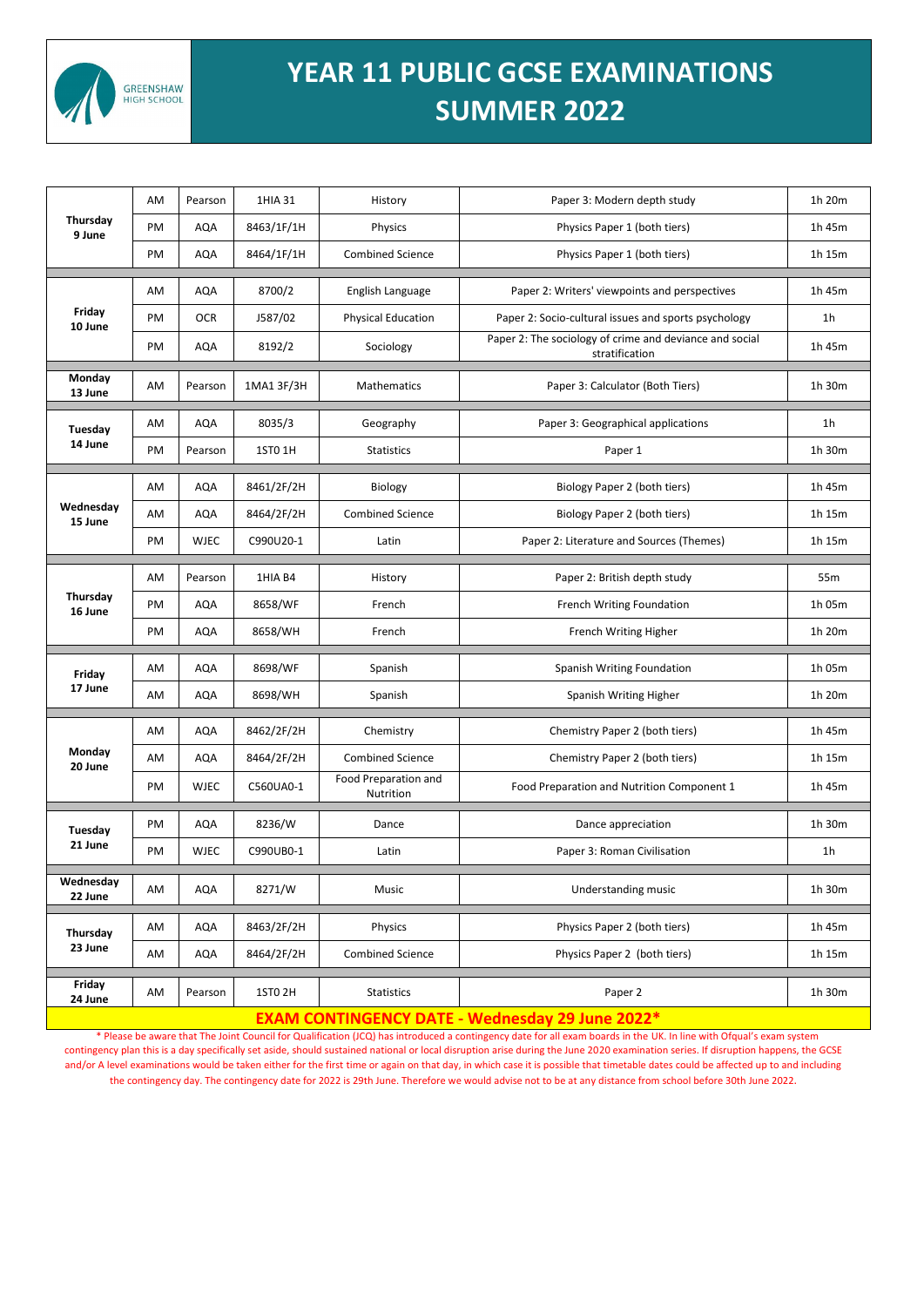# YEAR 11 PUBLIC GCSE EXAMINATIONS SUMMER 2022

GREENSHAW HIGH SCHOOL

| | | | | | | |
|---|---|---|---|---|---|---|
| **Thursday 9 June** | AM | Pearson | 1HIA 31 | History | Paper 3: Modern depth study | 1h 20m |
| | PM | AQA | 8463/1F/1H | Physics | Physics Paper 1 (both tiers) | 1h 45m |
| | PM | AQA | 8464/1F/1H | Combined Science | Physics Paper 1 (both tiers) | 1h 15m |
| **Friday 10 June** | AM | AQA | 8700/2 | English Language | Paper 2: Writers' viewpoints and perspectives | 1h 45m |
| | PM | OCR | J587/02 | Physical Education | Paper 2: Socio-cultural issues and sports psychology | 1h |
| | PM | AQA | 8192/2 | Sociology | Paper 2: The sociology of crime and deviance and social stratification | 1h 45m |
| **Monday 13 June** | AM | Pearson | 1MA1 3F/3H | Mathematics | Paper 3: Calculator (Both Tiers) | 1h 30m |
| **Tuesday 14 June** | AM | AQA | 8035/3 | Geography | Paper 3: Geographical applications | 1h |
| | PM | Pearson | 1ST0 1H | Statistics | Paper 1 | 1h 30m |
| **Wednesday 15 June** | AM | AQA | 8461/2F/2H | Biology | Biology Paper 2 (both tiers) | 1h 45m |
| | AM | AQA | 8464/2F/2H | Combined Science | Biology Paper 2 (both tiers) | 1h 15m |
| | PM | WJEC | C990U20-1 | Latin | Paper 2: Literature and Sources (Themes) | 1h 15m |
| **Thursday 16 June** | AM | Pearson | 1HIA B4 | History | Paper 2: British depth study | 55m |
| | PM | AQA | 8658/WF | French | French Writing Foundation | 1h 05m |
| | PM | AQA | 8658/WH | French | French Writing Higher | 1h 20m |
| **Friday 17 June** | AM | AQA | 8698/WF | Spanish | Spanish Writing Foundation | 1h 05m |
| | AM | AQA | 8698/WH | Spanish | Spanish Writing Higher | 1h 20m |
| **Monday 20 June** | AM | AQA | 8462/2F/2H | Chemistry | Chemistry Paper 2 (both tiers) | 1h 45m |
| | AM | AQA | 8464/2F/2H | Combined Science | Chemistry Paper 2 (both tiers) | 1h 15m |
| | PM | WJEC | C560UA0-1 | Food Preparation and Nutrition | Food Preparation and Nutrition Component 1 | 1h 45m |
| **Tuesday 21 June** | PM | AQA | 8236/W | Dance | Dance appreciation | 1h 30m |
| | PM | WJEC | C990UB0-1 | Latin | Paper 3: Roman Civilisation | 1h |
| **Wednesday 22 June** | AM | AQA | 8271/W | Music | Understanding music | 1h 30m |
| **Thursday 23 June** | AM | AQA | 8463/2F/2H | Physics | Physics Paper 2 (both tiers) | 1h 45m |
| | AM | AQA | 8464/2F/2H | Combined Science | Physics Paper 2 (both tiers) | 1h 15m |
| **Friday 24 June** | AM | Pearson | 1ST0 2H | Statistics | Paper 2 | 1h 30m |

**EXAM CONTINGENCY DATE - Wednesday 29 June 2022***

* Please be aware that The Joint Council for Qualification (JCQ) has introduced a contingency date for all exam boards in the UK. In line with Ofqual's exam system contingency plan this is a day specifically set aside, should sustained national or local disruption arise during the June 2020 examination series. If disruption happens, the GCSE and/or A level examinations would be taken either for the first time or again on that day, in which case it is possible that timetable dates could be affected up to and including the contingency day. The contingency date for 2022 is 29th June. Therefore we would advise not to be at any distance from school before 30th June 2022.